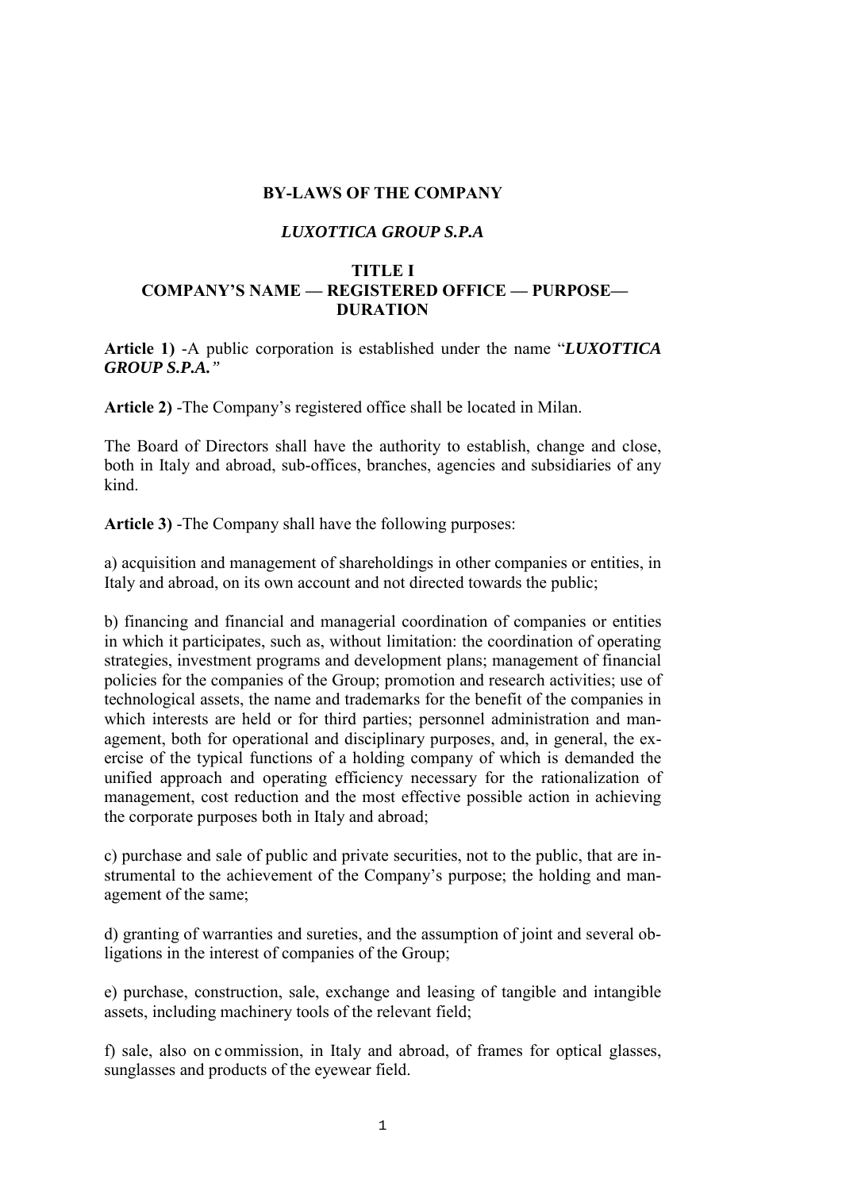# BY-LAWS OF THE COMPANY

## *LUXOTTICA GROUP S.P.A*

## TITLE I
## COMPANY'S NAME — REGISTERED OFFICE — PURPOSE— DURATION

**Article 1)** -A public corporation is established under the name "***LUXOTTICA GROUP S.P.A.***"

**Article 2)** -The Company's registered office shall be located in Milan.

The Board of Directors shall have the authority to establish, change and close, both in Italy and abroad, sub-offices, branches, agencies and subsidiaries of any kind.

**Article 3)** -The Company shall have the following purposes:

a) acquisition and management of shareholdings in other companies or entities, in Italy and abroad, on its own account and not directed towards the public;

b) financing and financial and managerial coordination of companies or entities in which it participates, such as, without limitation: the coordination of operating strategies, investment programs and development plans; management of financial policies for the companies of the Group; promotion and research activities; use of technological assets, the name and trademarks for the benefit of the companies in which interests are held or for third parties; personnel administration and management, both for operational and disciplinary purposes, and, in general, the exercise of the typical functions of a holding company of which is demanded the unified approach and operating efficiency necessary for the rationalization of management, cost reduction and the most effective possible action in achieving the corporate purposes both in Italy and abroad;

c) purchase and sale of public and private securities, not to the public, that are instrumental to the achievement of the Company's purpose; the holding and management of the same;

d) granting of warranties and sureties, and the assumption of joint and several obligations in the interest of companies of the Group;

e) purchase, construction, sale, exchange and leasing of tangible and intangible assets, including machinery tools of the relevant field;

f) sale, also on commission, in Italy and abroad, of frames for optical glasses, sunglasses and products of the eyewear field.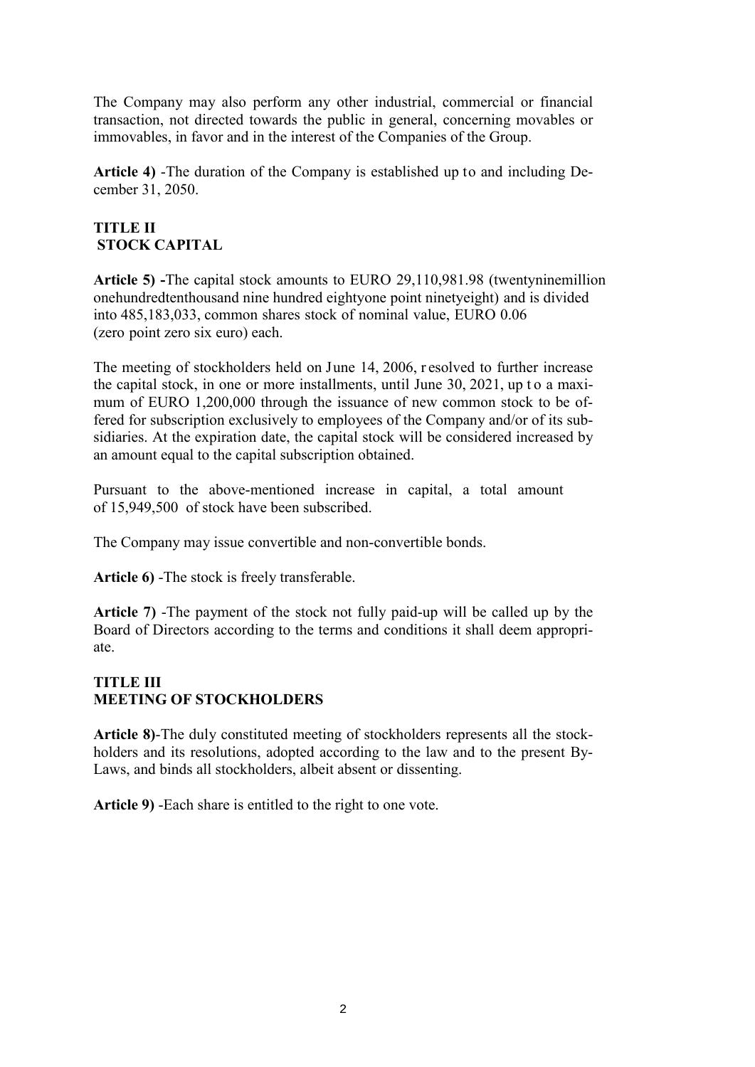The Company may also perform any other industrial, commercial or financial transaction, not directed towards the public in general, concerning movables or immovables, in favor and in the interest of the Companies of the Group.

**Article 4)** -The duration of the Company is established up to and including December 31, 2050.

## TITLE II
## STOCK CAPITAL

**Article 5) -**The capital stock amounts to EURO 29,110,981.98 (twentyninemillion onehundredtenthousand nine hundred eightyone point ninetyeight) and is divided into 485,183,033, common shares stock of nominal value, EURO 0.06 (zero point zero six euro) each.

The meeting of stockholders held on June 14, 2006, resolved to further increase the capital stock, in one or more installments, until June 30, 2021, up to a maximum of EURO 1,200,000 through the issuance of new common stock to be offered for subscription exclusively to employees of the Company and/or of its subsidiaries. At the expiration date, the capital stock will be considered increased by an amount equal to the capital subscription obtained.

Pursuant to the above-mentioned increase in capital, a total amount of 15,949,500 of stock have been subscribed.

The Company may issue convertible and non-convertible bonds.

**Article 6)** -The stock is freely transferable.

**Article 7)** -The payment of the stock not fully paid-up will be called up by the Board of Directors according to the terms and conditions it shall deem appropriate.

## TITLE III
## MEETING OF STOCKHOLDERS

**Article 8)**-The duly constituted meeting of stockholders represents all the stockholders and its resolutions, adopted according to the law and to the present By-Laws, and binds all stockholders, albeit absent or dissenting.

**Article 9)** -Each share is entitled to the right to one vote.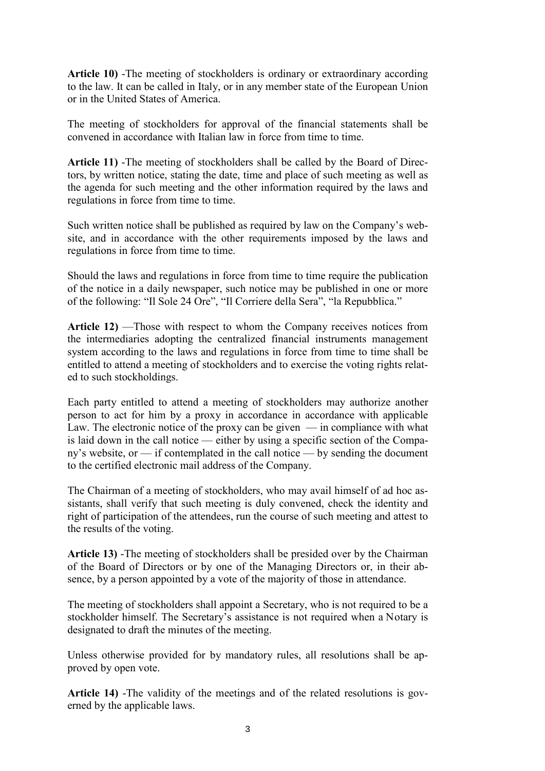**Article 10)** -The meeting of stockholders is ordinary or extraordinary according to the law. It can be called in Italy, or in any member state of the European Union or in the United States of America.

The meeting of stockholders for approval of the financial statements shall be convened in accordance with Italian law in force from time to time.

**Article 11)** -The meeting of stockholders shall be called by the Board of Directors, by written notice, stating the date, time and place of such meeting as well as the agenda for such meeting and the other information required by the laws and regulations in force from time to time.

Such written notice shall be published as required by law on the Company's website, and in accordance with the other requirements imposed by the laws and regulations in force from time to time.

Should the laws and regulations in force from time to time require the publication of the notice in a daily newspaper, such notice may be published in one or more of the following: "Il Sole 24 Ore", "Il Corriere della Sera", "la Repubblica."

**Article 12)** —Those with respect to whom the Company receives notices from the intermediaries adopting the centralized financial instruments management system according to the laws and regulations in force from time to time shall be entitled to attend a meeting of stockholders and to exercise the voting rights related to such stockholdings.

Each party entitled to attend a meeting of stockholders may authorize another person to act for him by a proxy in accordance in accordance with applicable Law. The electronic notice of the proxy can be given — in compliance with what is laid down in the call notice — either by using a specific section of the Company's website, or — if contemplated in the call notice — by sending the document to the certified electronic mail address of the Company.

The Chairman of a meeting of stockholders, who may avail himself of ad hoc assistants, shall verify that such meeting is duly convened, check the identity and right of participation of the attendees, run the course of such meeting and attest to the results of the voting.

**Article 13)** -The meeting of stockholders shall be presided over by the Chairman of the Board of Directors or by one of the Managing Directors or, in their absence, by a person appointed by a vote of the majority of those in attendance.

The meeting of stockholders shall appoint a Secretary, who is not required to be a stockholder himself. The Secretary's assistance is not required when a Notary is designated to draft the minutes of the meeting.

Unless otherwise provided for by mandatory rules, all resolutions shall be approved by open vote.

**Article 14)** -The validity of the meetings and of the related resolutions is governed by the applicable laws.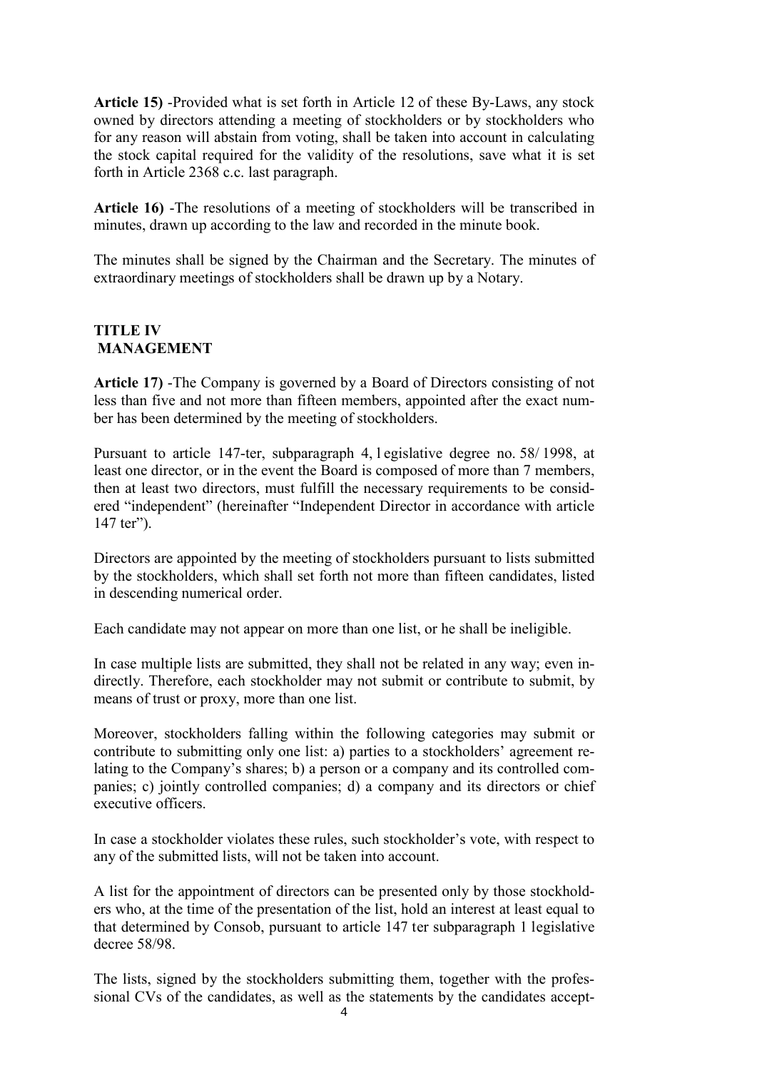**Article 15)** -Provided what is set forth in Article 12 of these By-Laws, any stock owned by directors attending a meeting of stockholders or by stockholders who for any reason will abstain from voting, shall be taken into account in calculating the stock capital required for the validity of the resolutions, save what it is set forth in Article 2368 c.c. last paragraph.

**Article 16)** -The resolutions of a meeting of stockholders will be transcribed in minutes, drawn up according to the law and recorded in the minute book.

The minutes shall be signed by the Chairman and the Secretary. The minutes of extraordinary meetings of stockholders shall be drawn up by a Notary.

## TITLE IV
## MANAGEMENT

**Article 17)** -The Company is governed by a Board of Directors consisting of not less than five and not more than fifteen members, appointed after the exact number has been determined by the meeting of stockholders.

Pursuant to article 147-ter, subparagraph 4, legislative degree no. 58/ 1998, at least one director, or in the event the Board is composed of more than 7 members, then at least two directors, must fulfill the necessary requirements to be considered "independent" (hereinafter "Independent Director in accordance with article 147 ter").

Directors are appointed by the meeting of stockholders pursuant to lists submitted by the stockholders, which shall set forth not more than fifteen candidates, listed in descending numerical order.

Each candidate may not appear on more than one list, or he shall be ineligible.

In case multiple lists are submitted, they shall not be related in any way; even indirectly. Therefore, each stockholder may not submit or contribute to submit, by means of trust or proxy, more than one list.

Moreover, stockholders falling within the following categories may submit or contribute to submitting only one list: a) parties to a stockholders' agreement relating to the Company's shares; b) a person or a company and its controlled companies; c) jointly controlled companies; d) a company and its directors or chief executive officers.

In case a stockholder violates these rules, such stockholder's vote, with respect to any of the submitted lists, will not be taken into account.

A list for the appointment of directors can be presented only by those stockholders who, at the time of the presentation of the list, hold an interest at least equal to that determined by Consob, pursuant to article 147 ter subparagraph 1 legislative decree 58/98.

The lists, signed by the stockholders submitting them, together with the professional CVs of the candidates, as well as the statements by the candidates accept-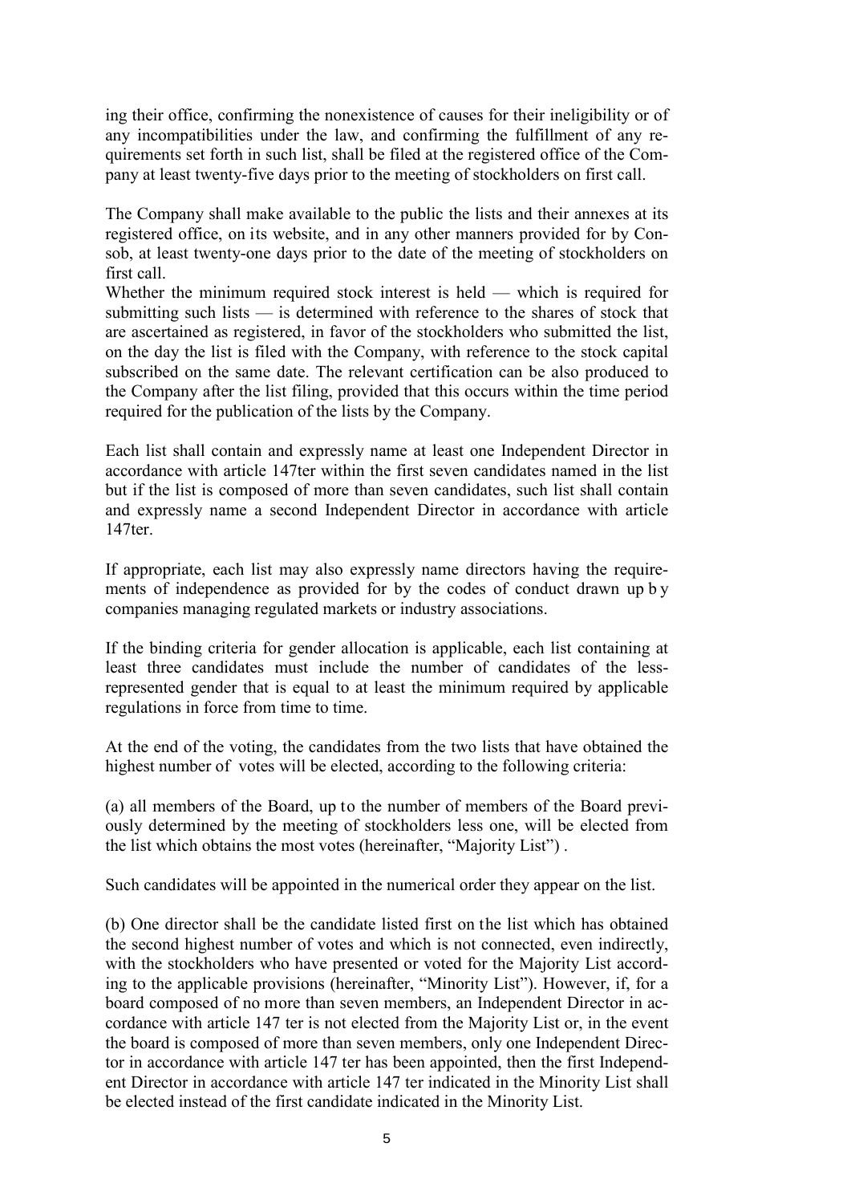ing their office, confirming the nonexistence of causes for their ineligibility or of any incompatibilities under the law, and confirming the fulfillment of any requirements set forth in such list, shall be filed at the registered office of the Company at least twenty-five days prior to the meeting of stockholders on first call.

The Company shall make available to the public the lists and their annexes at its registered office, on its website, and in any other manners provided for by Consob, at least twenty-one days prior to the date of the meeting of stockholders on first call.
Whether the minimum required stock interest is held — which is required for submitting such lists — is determined with reference to the shares of stock that are ascertained as registered, in favor of the stockholders who submitted the list, on the day the list is filed with the Company, with reference to the stock capital subscribed on the same date. The relevant certification can be also produced to the Company after the list filing, provided that this occurs within the time period required for the publication of the lists by the Company.

Each list shall contain and expressly name at least one Independent Director in accordance with article 147ter within the first seven candidates named in the list but if the list is composed of more than seven candidates, such list shall contain and expressly name a second Independent Director in accordance with article 147ter.

If appropriate, each list may also expressly name directors having the requirements of independence as provided for by the codes of conduct drawn up by companies managing regulated markets or industry associations.

If the binding criteria for gender allocation is applicable, each list containing at least three candidates must include the number of candidates of the less-represented gender that is equal to at least the minimum required by applicable regulations in force from time to time.

At the end of the voting, the candidates from the two lists that have obtained the highest number of votes will be elected, according to the following criteria:

(a) all members of the Board, up to the number of members of the Board previously determined by the meeting of stockholders less one, will be elected from the list which obtains the most votes (hereinafter, "Majority List") .

Such candidates will be appointed in the numerical order they appear on the list.

(b) One director shall be the candidate listed first on the list which has obtained the second highest number of votes and which is not connected, even indirectly, with the stockholders who have presented or voted for the Majority List according to the applicable provisions (hereinafter, "Minority List"). However, if, for a board composed of no more than seven members, an Independent Director in accordance with article 147 ter is not elected from the Majority List or, in the event the board is composed of more than seven members, only one Independent Director in accordance with article 147 ter has been appointed, then the first Independent Director in accordance with article 147 ter indicated in the Minority List shall be elected instead of the first candidate indicated in the Minority List.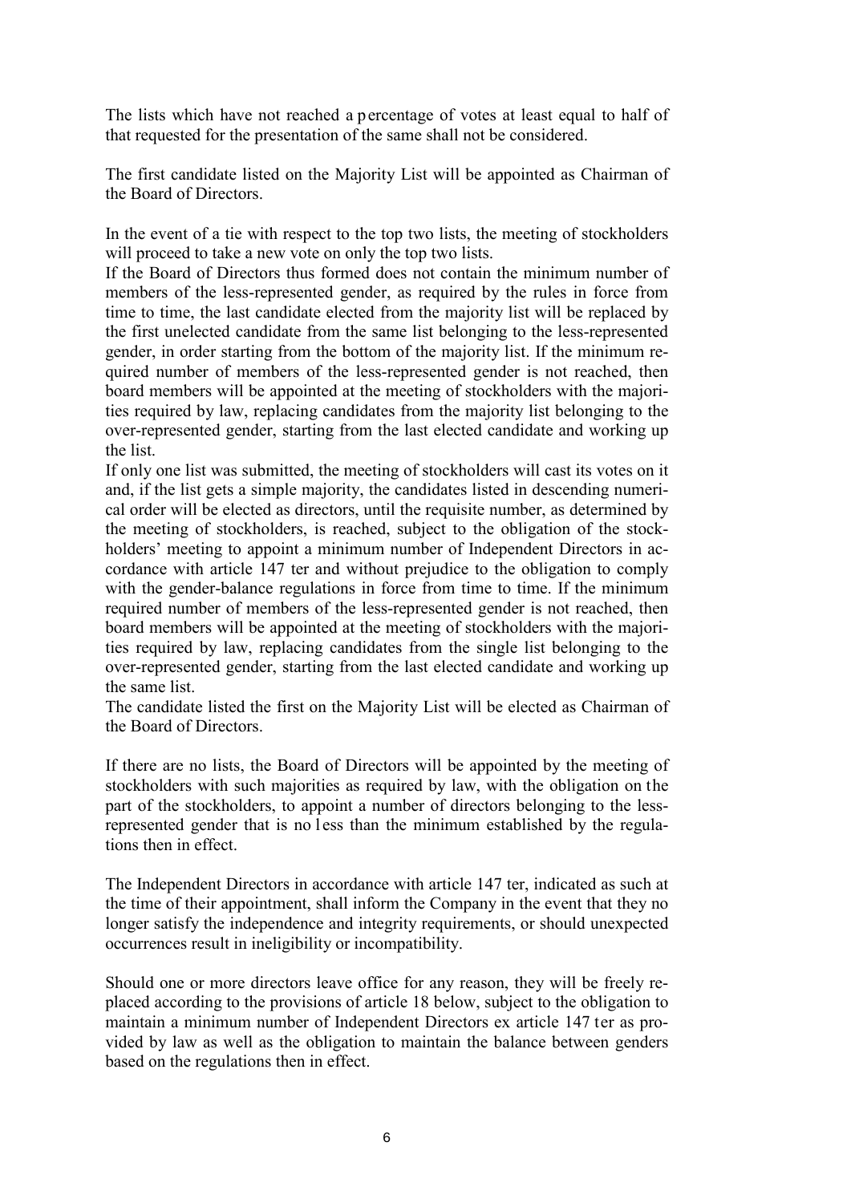The lists which have not reached a percentage of votes at least equal to half of that requested for the presentation of the same shall not be considered.

The first candidate listed on the Majority List will be appointed as Chairman of the Board of Directors.

In the event of a tie with respect to the top two lists, the meeting of stockholders will proceed to take a new vote on only the top two lists.

If the Board of Directors thus formed does not contain the minimum number of members of the less-represented gender, as required by the rules in force from time to time, the last candidate elected from the majority list will be replaced by the first unelected candidate from the same list belonging to the less-represented gender, in order starting from the bottom of the majority list. If the minimum required number of members of the less-represented gender is not reached, then board members will be appointed at the meeting of stockholders with the majorities required by law, replacing candidates from the majority list belonging to the over-represented gender, starting from the last elected candidate and working up the list.

If only one list was submitted, the meeting of stockholders will cast its votes on it and, if the list gets a simple majority, the candidates listed in descending numerical order will be elected as directors, until the requisite number, as determined by the meeting of stockholders, is reached, subject to the obligation of the stockholders' meeting to appoint a minimum number of Independent Directors in accordance with article 147 ter and without prejudice to the obligation to comply with the gender-balance regulations in force from time to time. If the minimum required number of members of the less-represented gender is not reached, then board members will be appointed at the meeting of stockholders with the majorities required by law, replacing candidates from the single list belonging to the over-represented gender, starting from the last elected candidate and working up the same list.

The candidate listed the first on the Majority List will be elected as Chairman of the Board of Directors.

If there are no lists, the Board of Directors will be appointed by the meeting of stockholders with such majorities as required by law, with the obligation on the part of the stockholders, to appoint a number of directors belonging to the less-represented gender that is no less than the minimum established by the regulations then in effect.

The Independent Directors in accordance with article 147 ter, indicated as such at the time of their appointment, shall inform the Company in the event that they no longer satisfy the independence and integrity requirements, or should unexpected occurrences result in ineligibility or incompatibility.

Should one or more directors leave office for any reason, they will be freely replaced according to the provisions of article 18 below, subject to the obligation to maintain a minimum number of Independent Directors ex article 147 ter as provided by law as well as the obligation to maintain the balance between genders based on the regulations then in effect.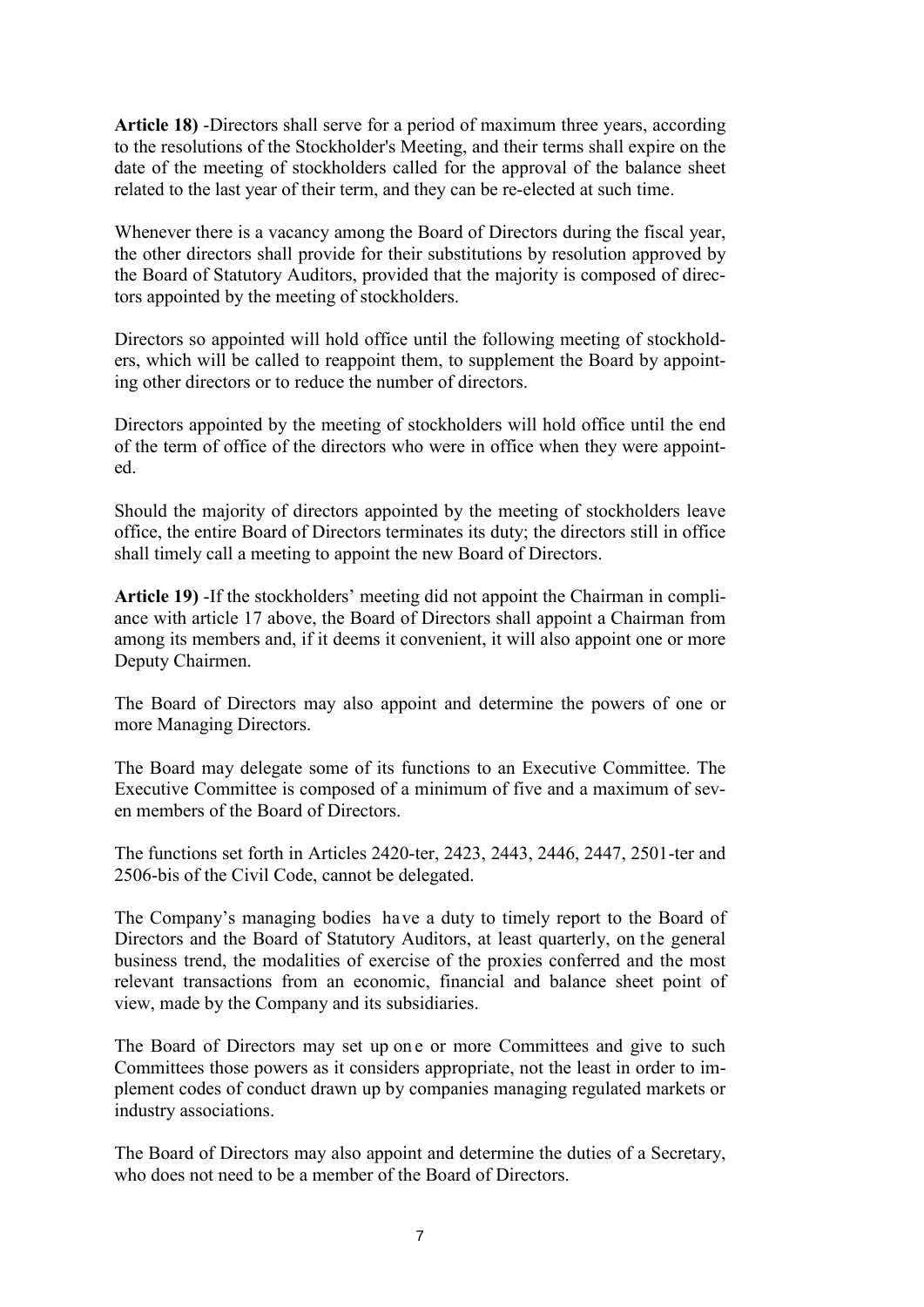**Article 18)** -Directors shall serve for a period of maximum three years, according to the resolutions of the Stockholder's Meeting, and their terms shall expire on the date of the meeting of stockholders called for the approval of the balance sheet related to the last year of their term, and they can be re-elected at such time.

Whenever there is a vacancy among the Board of Directors during the fiscal year, the other directors shall provide for their substitutions by resolution approved by the Board of Statutory Auditors, provided that the majority is composed of directors appointed by the meeting of stockholders.

Directors so appointed will hold office until the following meeting of stockholders, which will be called to reappoint them, to supplement the Board by appointing other directors or to reduce the number of directors.

Directors appointed by the meeting of stockholders will hold office until the end of the term of office of the directors who were in office when they were appointed.

Should the majority of directors appointed by the meeting of stockholders leave office, the entire Board of Directors terminates its duty; the directors still in office shall timely call a meeting to appoint the new Board of Directors.

**Article 19)** -If the stockholders' meeting did not appoint the Chairman in compliance with article 17 above, the Board of Directors shall appoint a Chairman from among its members and, if it deems it convenient, it will also appoint one or more Deputy Chairmen.

The Board of Directors may also appoint and determine the powers of one or more Managing Directors.

The Board may delegate some of its functions to an Executive Committee. The Executive Committee is composed of a minimum of five and a maximum of seven members of the Board of Directors.

The functions set forth in Articles 2420-ter, 2423, 2443, 2446, 2447, 2501-ter and 2506-bis of the Civil Code, cannot be delegated.

The Company's managing bodies have a duty to timely report to the Board of Directors and the Board of Statutory Auditors, at least quarterly, on the general business trend, the modalities of exercise of the proxies conferred and the most relevant transactions from an economic, financial and balance sheet point of view, made by the Company and its subsidiaries.

The Board of Directors may set up one or more Committees and give to such Committees those powers as it considers appropriate, not the least in order to implement codes of conduct drawn up by companies managing regulated markets or industry associations.

The Board of Directors may also appoint and determine the duties of a Secretary, who does not need to be a member of the Board of Directors.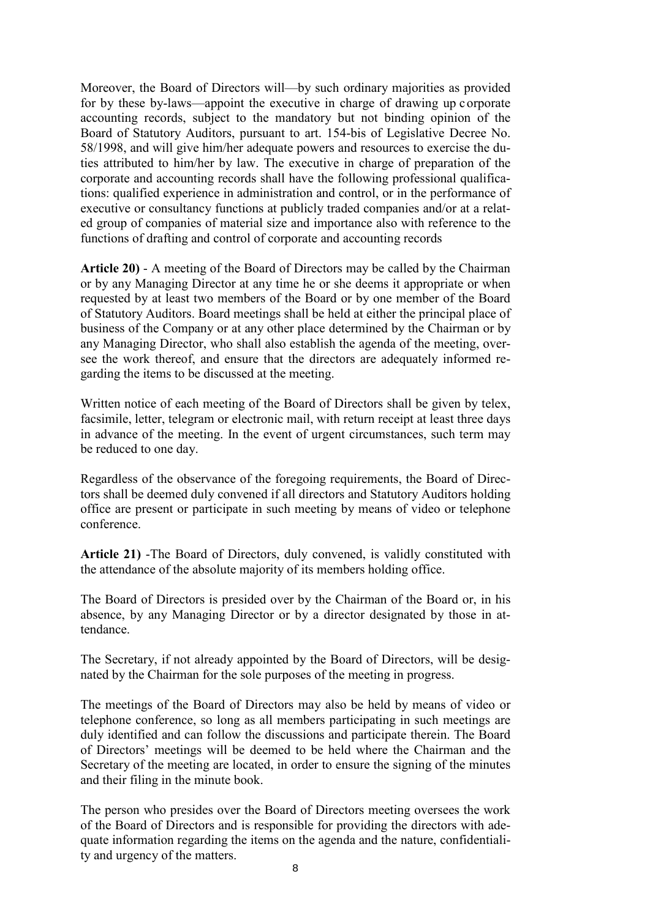Moreover, the Board of Directors will—by such ordinary majorities as provided for by these by-laws—appoint the executive in charge of drawing up corporate accounting records, subject to the mandatory but not binding opinion of the Board of Statutory Auditors, pursuant to art. 154-bis of Legislative Decree No. 58/1998, and will give him/her adequate powers and resources to exercise the duties attributed to him/her by law. The executive in charge of preparation of the corporate and accounting records shall have the following professional qualifications: qualified experience in administration and control, or in the performance of executive or consultancy functions at publicly traded companies and/or at a related group of companies of material size and importance also with reference to the functions of drafting and control of corporate and accounting records

**Article 20)** - A meeting of the Board of Directors may be called by the Chairman or by any Managing Director at any time he or she deems it appropriate or when requested by at least two members of the Board or by one member of the Board of Statutory Auditors. Board meetings shall be held at either the principal place of business of the Company or at any other place determined by the Chairman or by any Managing Director, who shall also establish the agenda of the meeting, oversee the work thereof, and ensure that the directors are adequately informed regarding the items to be discussed at the meeting.

Written notice of each meeting of the Board of Directors shall be given by telex, facsimile, letter, telegram or electronic mail, with return receipt at least three days in advance of the meeting. In the event of urgent circumstances, such term may be reduced to one day.

Regardless of the observance of the foregoing requirements, the Board of Directors shall be deemed duly convened if all directors and Statutory Auditors holding office are present or participate in such meeting by means of video or telephone conference.

**Article 21)** -The Board of Directors, duly convened, is validly constituted with the attendance of the absolute majority of its members holding office.

The Board of Directors is presided over by the Chairman of the Board or, in his absence, by any Managing Director or by a director designated by those in attendance.

The Secretary, if not already appointed by the Board of Directors, will be designated by the Chairman for the sole purposes of the meeting in progress.

The meetings of the Board of Directors may also be held by means of video or telephone conference, so long as all members participating in such meetings are duly identified and can follow the discussions and participate therein. The Board of Directors' meetings will be deemed to be held where the Chairman and the Secretary of the meeting are located, in order to ensure the signing of the minutes and their filing in the minute book.

The person who presides over the Board of Directors meeting oversees the work of the Board of Directors and is responsible for providing the directors with adequate information regarding the items on the agenda and the nature, confidentiality and urgency of the matters.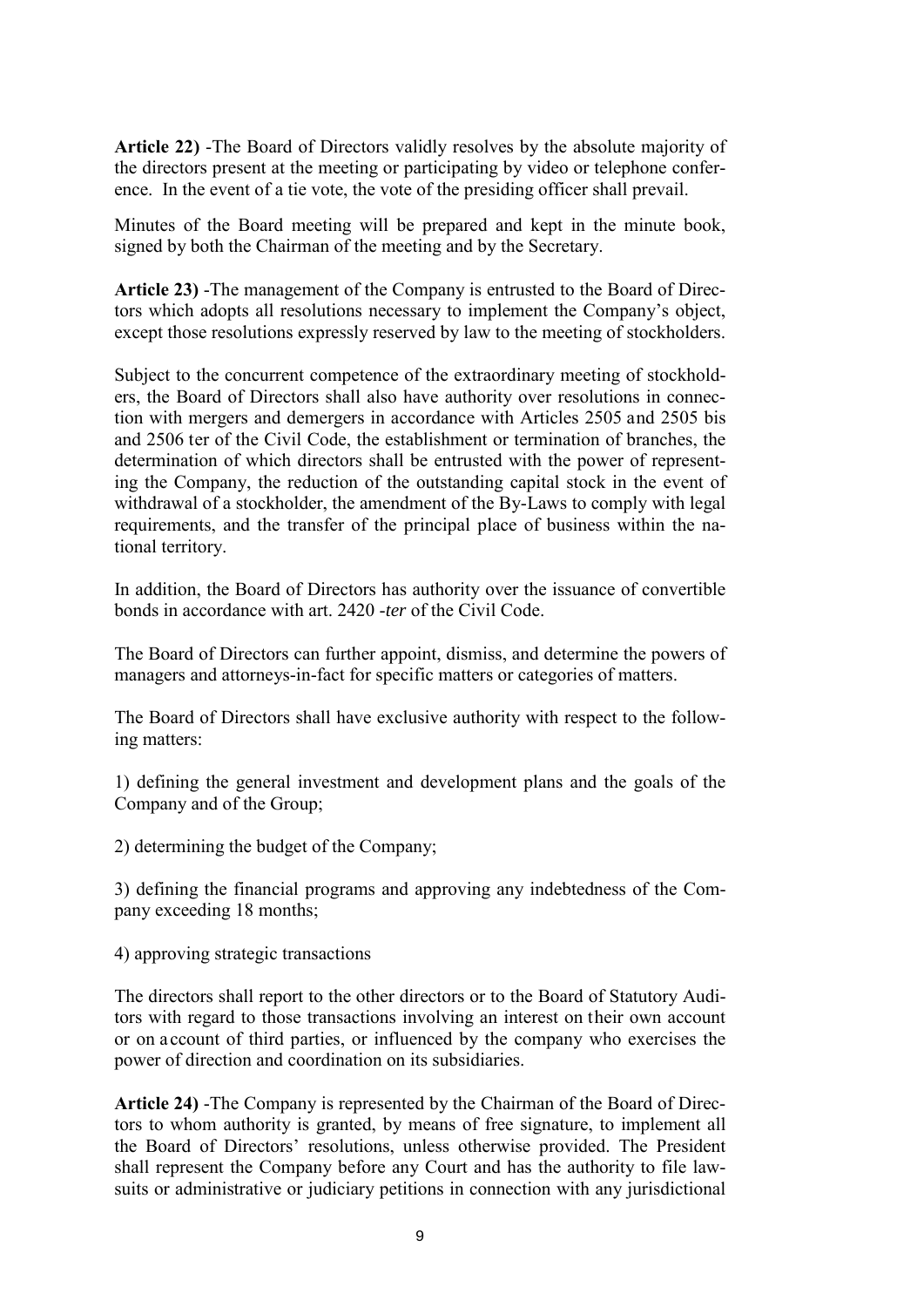**Article 22)** -The Board of Directors validly resolves by the absolute majority of the directors present at the meeting or participating by video or telephone conference. In the event of a tie vote, the vote of the presiding officer shall prevail.

Minutes of the Board meeting will be prepared and kept in the minute book, signed by both the Chairman of the meeting and by the Secretary.

**Article 23)** -The management of the Company is entrusted to the Board of Directors which adopts all resolutions necessary to implement the Company's object, except those resolutions expressly reserved by law to the meeting of stockholders.

Subject to the concurrent competence of the extraordinary meeting of stockholders, the Board of Directors shall also have authority over resolutions in connection with mergers and demergers in accordance with Articles 2505 and 2505 bis and 2506 ter of the Civil Code, the establishment or termination of branches, the determination of which directors shall be entrusted with the power of representing the Company, the reduction of the outstanding capital stock in the event of withdrawal of a stockholder, the amendment of the By-Laws to comply with legal requirements, and the transfer of the principal place of business within the national territory.

In addition, the Board of Directors has authority over the issuance of convertible bonds in accordance with art. 2420 -*ter* of the Civil Code.

The Board of Directors can further appoint, dismiss, and determine the powers of managers and attorneys-in-fact for specific matters or categories of matters.

The Board of Directors shall have exclusive authority with respect to the following matters:

1) defining the general investment and development plans and the goals of the Company and of the Group;

2) determining the budget of the Company;

3) defining the financial programs and approving any indebtedness of the Company exceeding 18 months;

4) approving strategic transactions

The directors shall report to the other directors or to the Board of Statutory Auditors with regard to those transactions involving an interest on their own account or on account of third parties, or influenced by the company who exercises the power of direction and coordination on its subsidiaries.

**Article 24)** -The Company is represented by the Chairman of the Board of Directors to whom authority is granted, by means of free signature, to implement all the Board of Directors' resolutions, unless otherwise provided. The President shall represent the Company before any Court and has the authority to file lawsuits or administrative or judiciary petitions in connection with any jurisdictional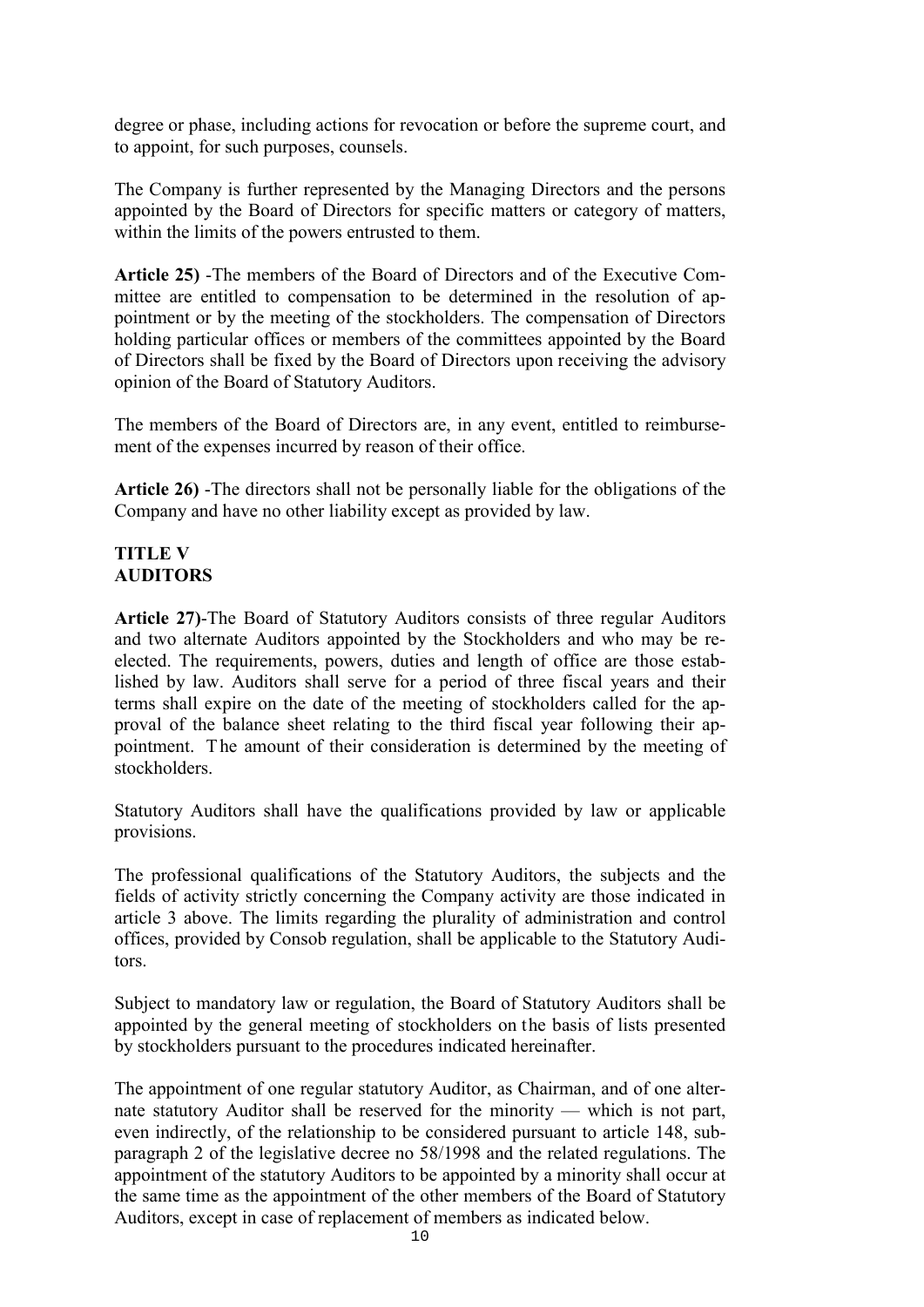degree or phase, including actions for revocation or before the supreme court, and to appoint, for such purposes, counsels.

The Company is further represented by the Managing Directors and the persons appointed by the Board of Directors for specific matters or category of matters, within the limits of the powers entrusted to them.

**Article 25)** -The members of the Board of Directors and of the Executive Committee are entitled to compensation to be determined in the resolution of appointment or by the meeting of the stockholders. The compensation of Directors holding particular offices or members of the committees appointed by the Board of Directors shall be fixed by the Board of Directors upon receiving the advisory opinion of the Board of Statutory Auditors.

The members of the Board of Directors are, in any event, entitled to reimbursement of the expenses incurred by reason of their office.

**Article 26)** -The directors shall not be personally liable for the obligations of the Company and have no other liability except as provided by law.

## TITLE V
## AUDITORS

**Article 27)**-The Board of Statutory Auditors consists of three regular Auditors and two alternate Auditors appointed by the Stockholders and who may be reelected. The requirements, powers, duties and length of office are those established by law. Auditors shall serve for a period of three fiscal years and their terms shall expire on the date of the meeting of stockholders called for the approval of the balance sheet relating to the third fiscal year following their appointment. The amount of their consideration is determined by the meeting of stockholders.

Statutory Auditors shall have the qualifications provided by law or applicable provisions.

The professional qualifications of the Statutory Auditors, the subjects and the fields of activity strictly concerning the Company activity are those indicated in article 3 above. The limits regarding the plurality of administration and control offices, provided by Consob regulation, shall be applicable to the Statutory Auditors.

Subject to mandatory law or regulation, the Board of Statutory Auditors shall be appointed by the general meeting of stockholders on the basis of lists presented by stockholders pursuant to the procedures indicated hereinafter.

The appointment of one regular statutory Auditor, as Chairman, and of one alternate statutory Auditor shall be reserved for the minority — which is not part, even indirectly, of the relationship to be considered pursuant to article 148, subparagraph 2 of the legislative decree no 58/1998 and the related regulations. The appointment of the statutory Auditors to be appointed by a minority shall occur at the same time as the appointment of the other members of the Board of Statutory Auditors, except in case of replacement of members as indicated below.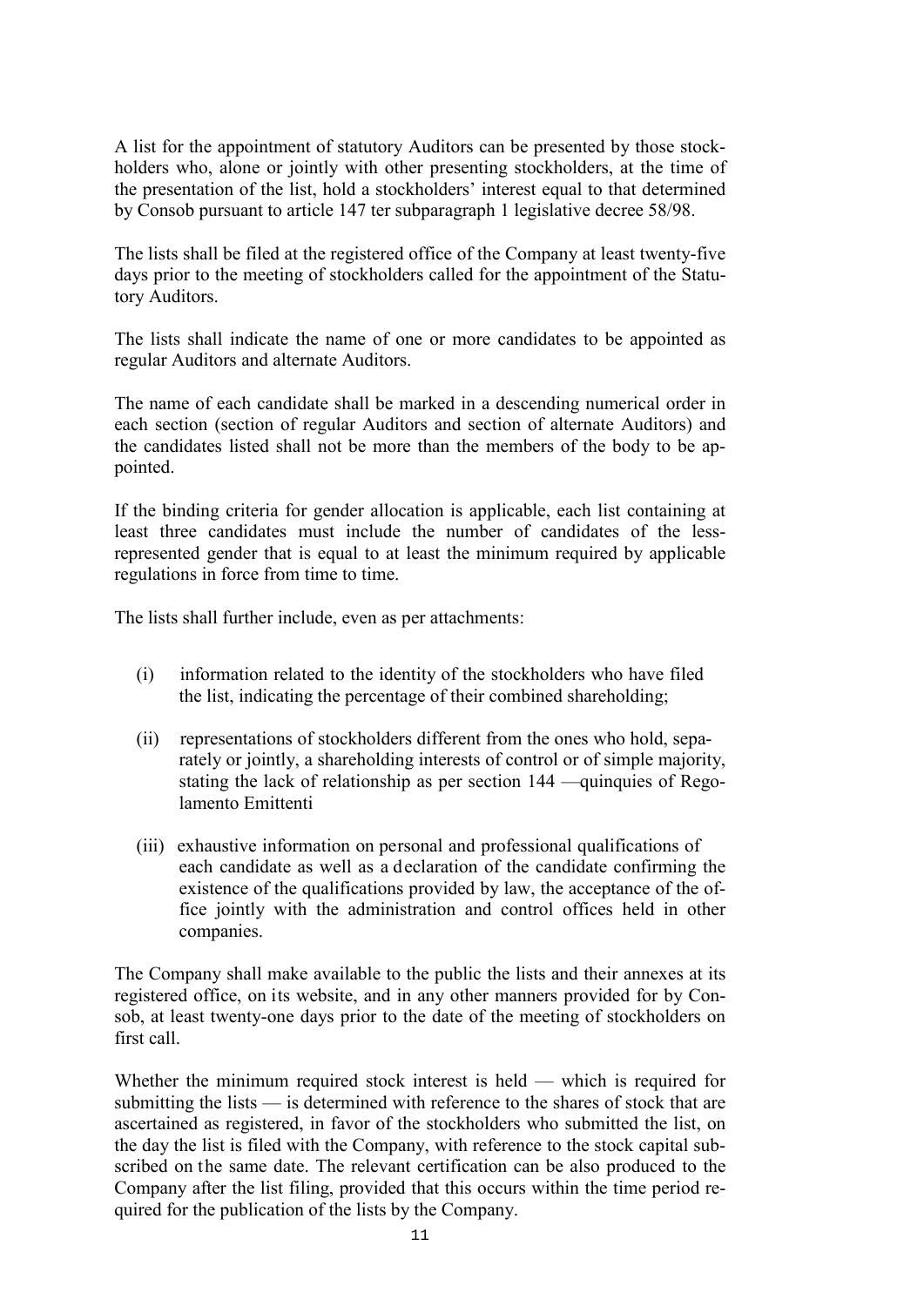A list for the appointment of statutory Auditors can be presented by those stockholders who, alone or jointly with other presenting stockholders, at the time of the presentation of the list, hold a stockholders' interest equal to that determined by Consob pursuant to article 147 ter subparagraph 1 legislative decree 58/98.

The lists shall be filed at the registered office of the Company at least twenty-five days prior to the meeting of stockholders called for the appointment of the Statutory Auditors.

The lists shall indicate the name of one or more candidates to be appointed as regular Auditors and alternate Auditors.

The name of each candidate shall be marked in a descending numerical order in each section (section of regular Auditors and section of alternate Auditors) and the candidates listed shall not be more than the members of the body to be appointed.

If the binding criteria for gender allocation is applicable, each list containing at least three candidates must include the number of candidates of the less-represented gender that is equal to at least the minimum required by applicable regulations in force from time to time.

The lists shall further include, even as per attachments:

(i) information related to the identity of the stockholders who have filed the list, indicating the percentage of their combined shareholding;

(ii) representations of stockholders different from the ones who hold, separately or jointly, a shareholding interests of control or of simple majority, stating the lack of relationship as per section 144 —quinquies of Regolamento Emittenti

(iii) exhaustive information on personal and professional qualifications of each candidate as well as a declaration of the candidate confirming the existence of the qualifications provided by law, the acceptance of the office jointly with the administration and control offices held in other companies.

The Company shall make available to the public the lists and their annexes at its registered office, on its website, and in any other manners provided for by Consob, at least twenty-one days prior to the date of the meeting of stockholders on first call.

Whether the minimum required stock interest is held — which is required for submitting the lists — is determined with reference to the shares of stock that are ascertained as registered, in favor of the stockholders who submitted the list, on the day the list is filed with the Company, with reference to the stock capital subscribed on the same date. The relevant certification can be also produced to the Company after the list filing, provided that this occurs within the time period required for the publication of the lists by the Company.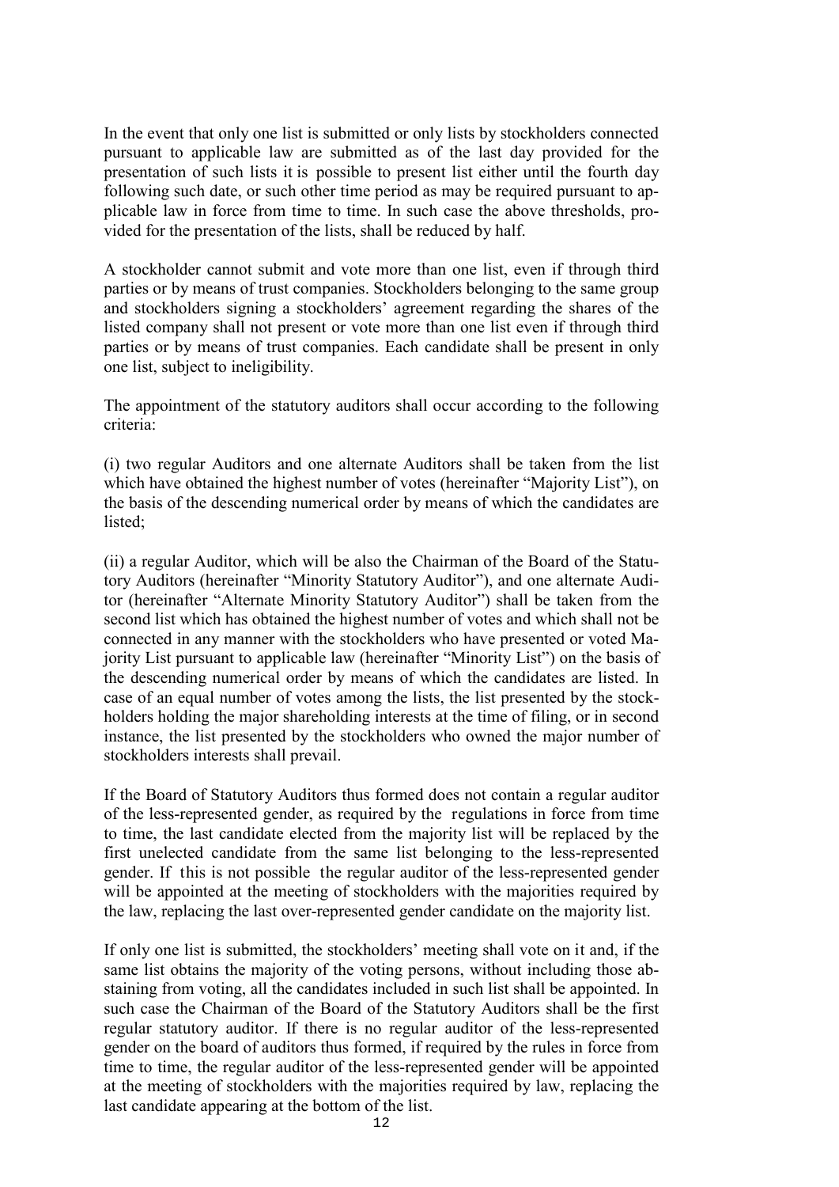In the event that only one list is submitted or only lists by stockholders connected pursuant to applicable law are submitted as of the last day provided for the presentation of such lists it is possible to present list either until the fourth day following such date, or such other time period as may be required pursuant to applicable law in force from time to time. In such case the above thresholds, provided for the presentation of the lists, shall be reduced by half.

A stockholder cannot submit and vote more than one list, even if through third parties or by means of trust companies. Stockholders belonging to the same group and stockholders signing a stockholders' agreement regarding the shares of the listed company shall not present or vote more than one list even if through third parties or by means of trust companies. Each candidate shall be present in only one list, subject to ineligibility.

The appointment of the statutory auditors shall occur according to the following criteria:

(i) two regular Auditors and one alternate Auditors shall be taken from the list which have obtained the highest number of votes (hereinafter "Majority List"), on the basis of the descending numerical order by means of which the candidates are listed;

(ii) a regular Auditor, which will be also the Chairman of the Board of the Statutory Auditors (hereinafter "Minority Statutory Auditor"), and one alternate Auditor (hereinafter "Alternate Minority Statutory Auditor") shall be taken from the second list which has obtained the highest number of votes and which shall not be connected in any manner with the stockholders who have presented or voted Majority List pursuant to applicable law (hereinafter "Minority List") on the basis of the descending numerical order by means of which the candidates are listed. In case of an equal number of votes among the lists, the list presented by the stockholders holding the major shareholding interests at the time of filing, or in second instance, the list presented by the stockholders who owned the major number of stockholders interests shall prevail.

If the Board of Statutory Auditors thus formed does not contain a regular auditor of the less-represented gender, as required by the regulations in force from time to time, the last candidate elected from the majority list will be replaced by the first unelected candidate from the same list belonging to the less-represented gender. If this is not possible the regular auditor of the less-represented gender will be appointed at the meeting of stockholders with the majorities required by the law, replacing the last over-represented gender candidate on the majority list.

If only one list is submitted, the stockholders' meeting shall vote on it and, if the same list obtains the majority of the voting persons, without including those abstaining from voting, all the candidates included in such list shall be appointed. In such case the Chairman of the Board of the Statutory Auditors shall be the first regular statutory auditor. If there is no regular auditor of the less-represented gender on the board of auditors thus formed, if required by the rules in force from time to time, the regular auditor of the less-represented gender will be appointed at the meeting of stockholders with the majorities required by law, replacing the last candidate appearing at the bottom of the list.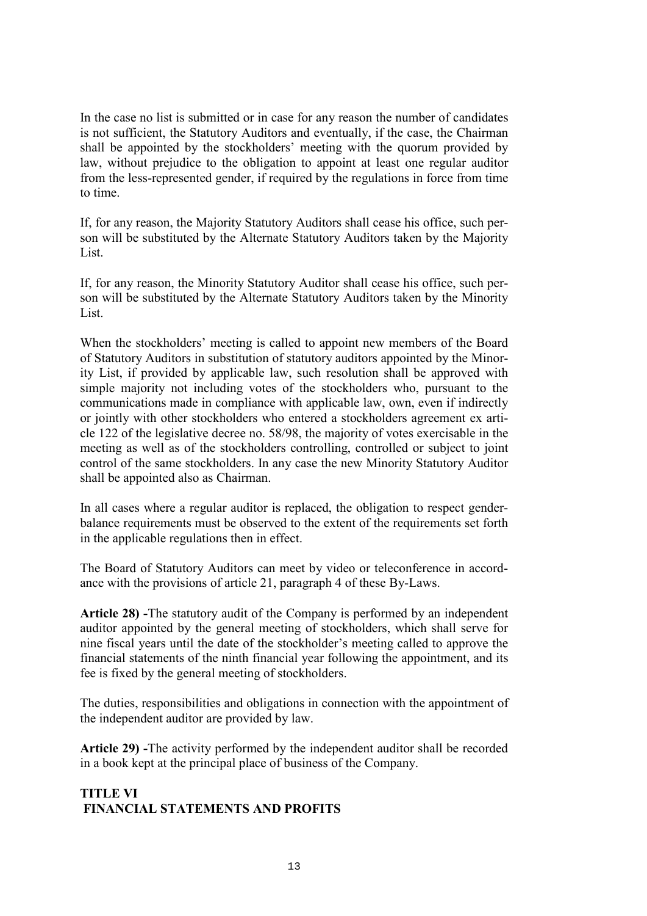In the case no list is submitted or in case for any reason the number of candidates is not sufficient, the Statutory Auditors and eventually, if the case, the Chairman shall be appointed by the stockholders' meeting with the quorum provided by law, without prejudice to the obligation to appoint at least one regular auditor from the less-represented gender, if required by the regulations in force from time to time.

If, for any reason, the Majority Statutory Auditors shall cease his office, such person will be substituted by the Alternate Statutory Auditors taken by the Majority List.

If, for any reason, the Minority Statutory Auditor shall cease his office, such person will be substituted by the Alternate Statutory Auditors taken by the Minority List.

When the stockholders' meeting is called to appoint new members of the Board of Statutory Auditors in substitution of statutory auditors appointed by the Minority List, if provided by applicable law, such resolution shall be approved with simple majority not including votes of the stockholders who, pursuant to the communications made in compliance with applicable law, own, even if indirectly or jointly with other stockholders who entered a stockholders agreement ex article 122 of the legislative decree no. 58/98, the majority of votes exercisable in the meeting as well as of the stockholders controlling, controlled or subject to joint control of the same stockholders. In any case the new Minority Statutory Auditor shall be appointed also as Chairman.

In all cases where a regular auditor is replaced, the obligation to respect gender-balance requirements must be observed to the extent of the requirements set forth in the applicable regulations then in effect.

The Board of Statutory Auditors can meet by video or teleconference in accordance with the provisions of article 21, paragraph 4 of these By-Laws.

**Article 28) -**The statutory audit of the Company is performed by an independent auditor appointed by the general meeting of stockholders, which shall serve for nine fiscal years until the date of the stockholder's meeting called to approve the financial statements of the ninth financial year following the appointment, and its fee is fixed by the general meeting of stockholders.

The duties, responsibilities and obligations in connection with the appointment of the independent auditor are provided by law.

**Article 29) -**The activity performed by the independent auditor shall be recorded in a book kept at the principal place of business of the Company.

## TITLE VI
## FINANCIAL STATEMENTS AND PROFITS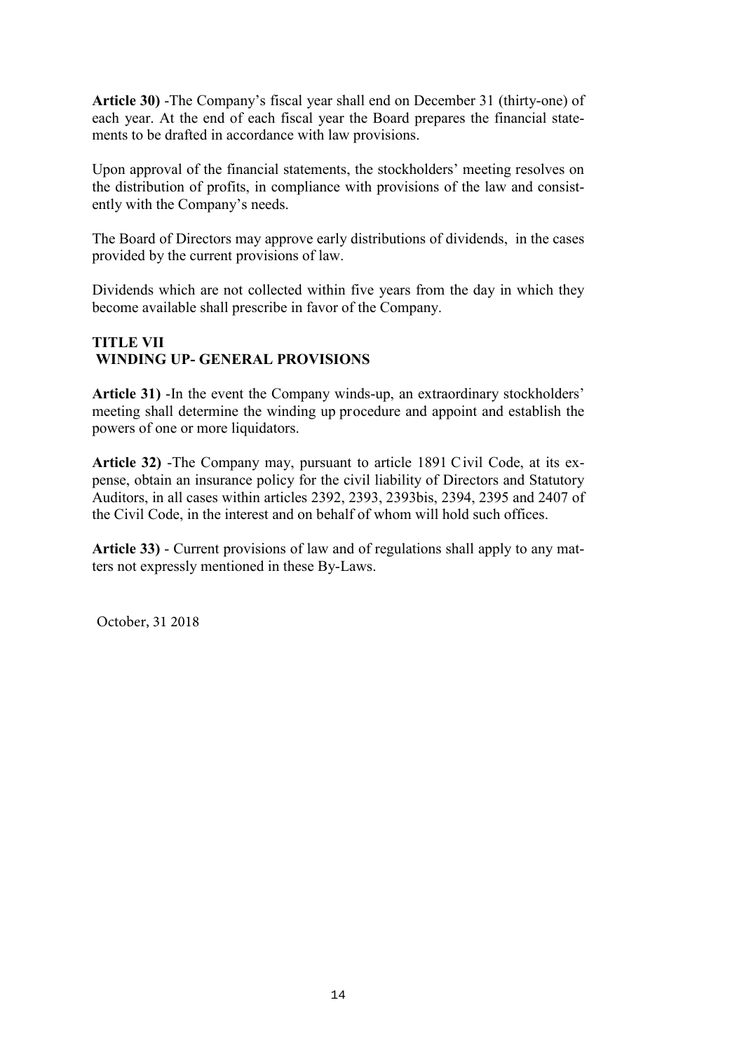**Article 30)** -The Company's fiscal year shall end on December 31 (thirty-one) of each year. At the end of each fiscal year the Board prepares the financial statements to be drafted in accordance with law provisions.

Upon approval of the financial statements, the stockholders' meeting resolves on the distribution of profits, in compliance with provisions of the law and consistently with the Company's needs.

The Board of Directors may approve early distributions of dividends, in the cases provided by the current provisions of law.

Dividends which are not collected within five years from the day in which they become available shall prescribe in favor of the Company.

## TITLE VII
## WINDING UP- GENERAL PROVISIONS

**Article 31)** -In the event the Company winds-up, an extraordinary stockholders' meeting shall determine the winding up procedure and appoint and establish the powers of one or more liquidators.

**Article 32)** -The Company may, pursuant to article 1891 Civil Code, at its expense, obtain an insurance policy for the civil liability of Directors and Statutory Auditors, in all cases within articles 2392, 2393, 2393bis, 2394, 2395 and 2407 of the Civil Code, in the interest and on behalf of whom will hold such offices.

**Article 33)** - Current provisions of law and of regulations shall apply to any matters not expressly mentioned in these By-Laws.

October, 31 2018